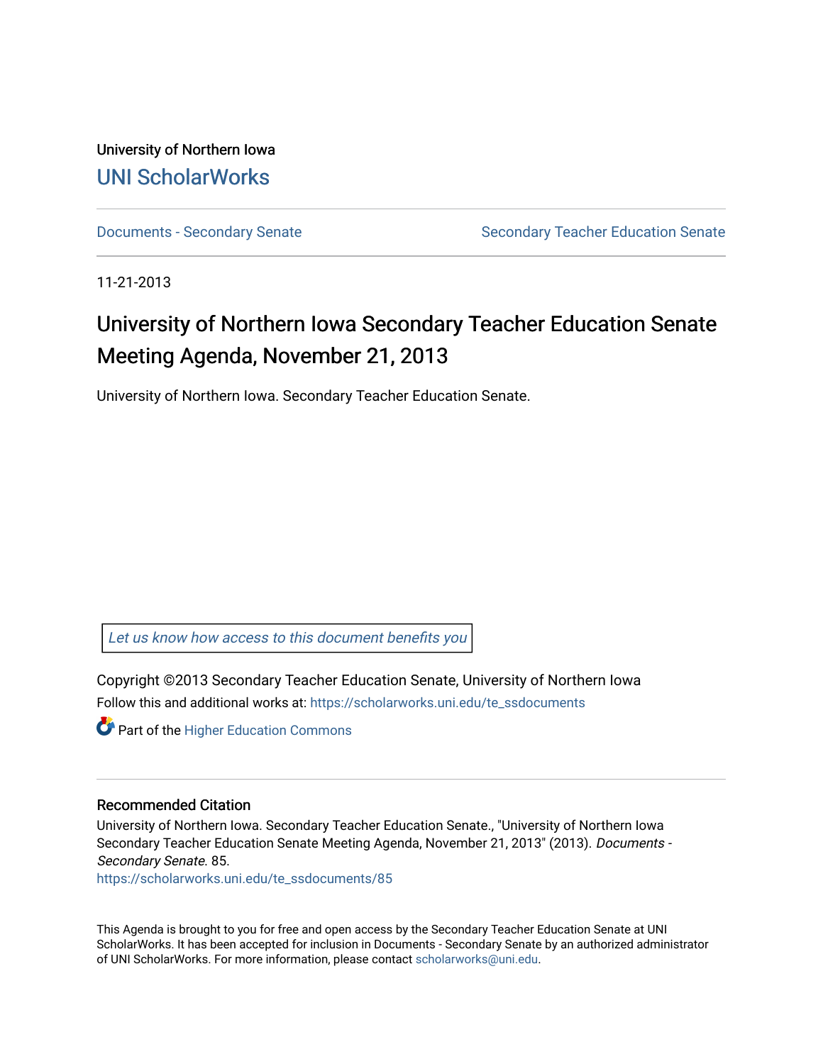University of Northern Iowa

UNI ScholarWorks

Documents - Secondary Senate | Secondary Teacher Education Senate

11-21-2013

# University of Northern Iowa Secondary Teacher Education Senate Meeting Agenda, November 21, 2013

University of Northern Iowa. Secondary Teacher Education Senate.

Let us know how access to this document benefits you

Copyright ©2013 Secondary Teacher Education Senate, University of Northern Iowa

Follow this and additional works at: https://scholarworks.uni.edu/te_ssdocuments

Part of the Higher Education Commons

## Recommended Citation

University of Northern Iowa. Secondary Teacher Education Senate., "University of Northern Iowa Secondary Teacher Education Senate Meeting Agenda, November 21, 2013" (2013). *Documents - Secondary Senate*. 85.
https://scholarworks.uni.edu/te_ssdocuments/85

This Agenda is brought to you for free and open access by the Secondary Teacher Education Senate at UNI ScholarWorks. It has been accepted for inclusion in Documents - Secondary Senate by an authorized administrator of UNI ScholarWorks. For more information, please contact scholarworks@uni.edu.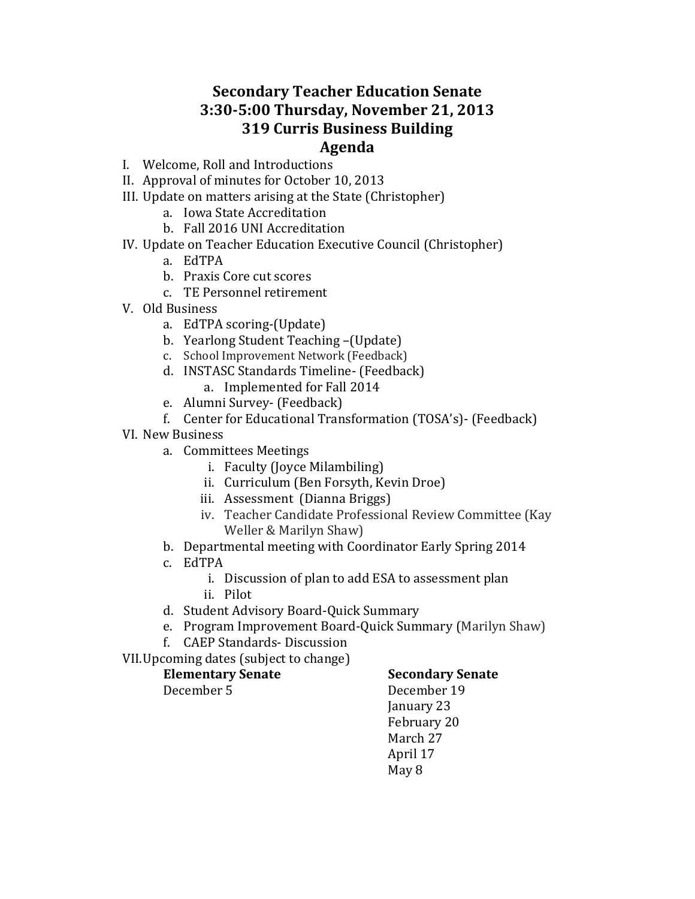# Secondary Teacher Education Senate
# 3:30-5:00 Thursday, November 21, 2013
# 319 Curris Business Building
# Agenda

I. Welcome, Roll and Introductions
II. Approval of minutes for October 10, 2013
III. Update on matters arising at the State (Christopher)
    a. Iowa State Accreditation
    b. Fall 2016 UNI Accreditation
IV. Update on Teacher Education Executive Council (Christopher)
    a. EdTPA
    b. Praxis Core cut scores
    c. TE Personnel retirement
V. Old Business
    a. EdTPA scoring-(Update)
    b. Yearlong Student Teaching –(Update)
    c. School Improvement Network (Feedback)
    d. INSTASC Standards Timeline- (Feedback)
        a. Implemented for Fall 2014
    e. Alumni Survey- (Feedback)
    f. Center for Educational Transformation (TOSA's)- (Feedback)
VI. New Business
    a. Committees Meetings
        i. Faculty (Joyce Milambiling)
        ii. Curriculum (Ben Forsyth, Kevin Droe)
        iii. Assessment (Dianna Briggs)
        iv. Teacher Candidate Professional Review Committee (Kay Weller & Marilyn Shaw)
    b. Departmental meeting with Coordinator Early Spring 2014
    c. EdTPA
        i. Discussion of plan to add ESA to assessment plan
        ii. Pilot
    d. Student Advisory Board-Quick Summary
    e. Program Improvement Board-Quick Summary (Marilyn Shaw)
    f. CAEP Standards- Discussion
VII. Upcoming dates (subject to change)

| **Elementary Senate** | **Secondary Senate** |
|---|---|
| December 5 | December 19 |
| | January 23 |
| | February 20 |
| | March 27 |
| | April 17 |
| | May 8 |